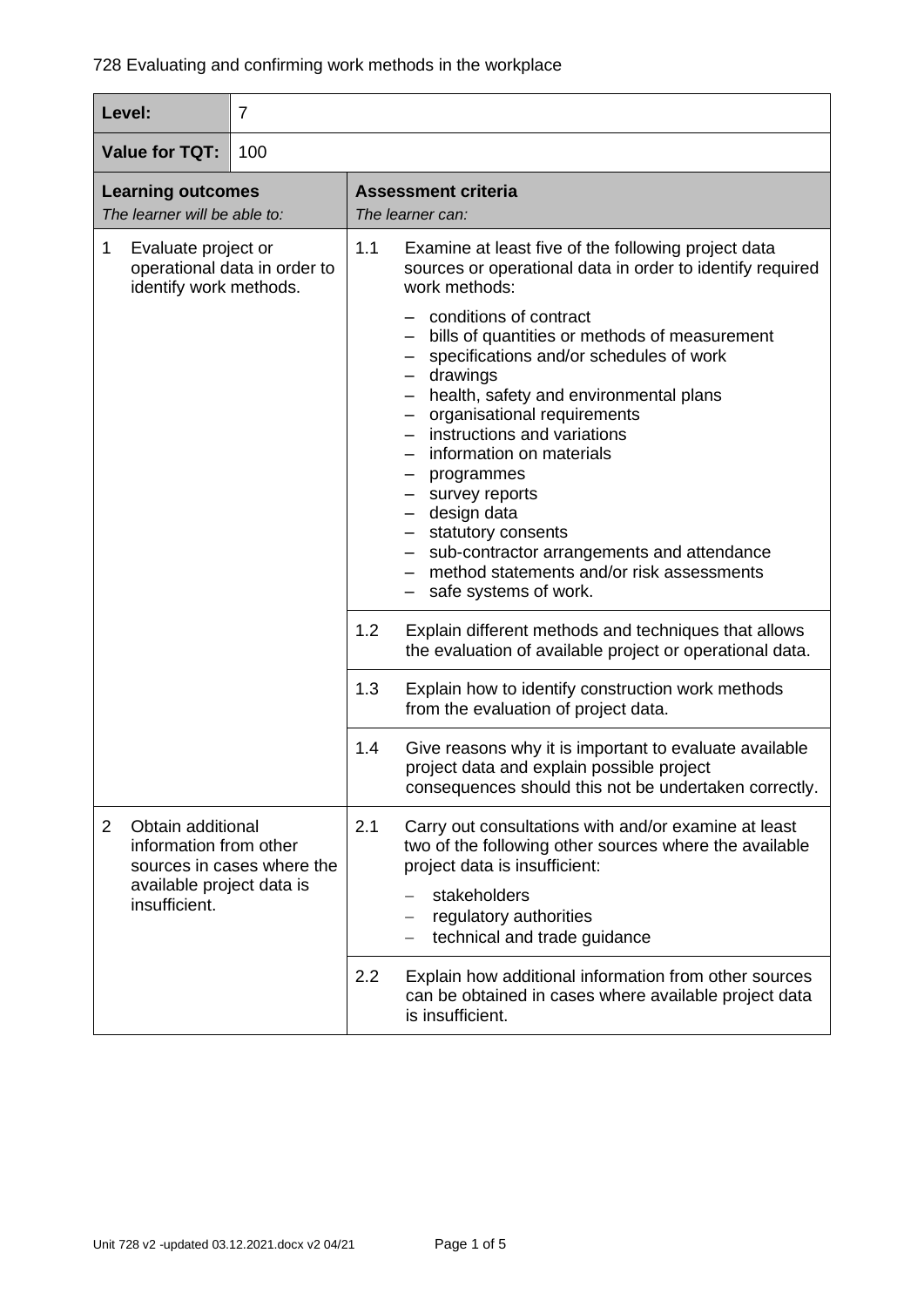728 Evaluating and confirming work methods in the workplace

| Level: | 7 |
|---|---|
| **Value for TQT:** | 100 |

| **Learning outcomes**<br>*The learner will be able to:* | **Assessment criteria**<br>*The learner can:* |
|---|---|
| 1 Evaluate project or operational data in order to identify work methods. | 1.1 Examine at least five of the following project data sources or operational data in order to identify required work methods:<br>– conditions of contract<br>– bills of quantities or methods of measurement<br>– specifications and/or schedules of work<br>– drawings<br>– health, safety and environmental plans<br>– organisational requirements<br>– instructions and variations<br>– information on materials<br>– programmes<br>– survey reports<br>– design data<br>– statutory consents<br>– sub-contractor arrangements and attendance<br>– method statements and/or risk assessments<br>– safe systems of work. |
| | 1.2 Explain different methods and techniques that allows the evaluation of available project or operational data. |
| | 1.3 Explain how to identify construction work methods from the evaluation of project data. |
| | 1.4 Give reasons why it is important to evaluate available project data and explain possible project consequences should this not be undertaken correctly. |
| 2 Obtain additional information from other sources in cases where the available project data is insufficient. | 2.1 Carry out consultations with and/or examine at least two of the following other sources where the available project data is insufficient:<br>– stakeholders<br>– regulatory authorities<br>– technical and trade guidance |
| | 2.2 Explain how additional information from other sources can be obtained in cases where available project data is insufficient. |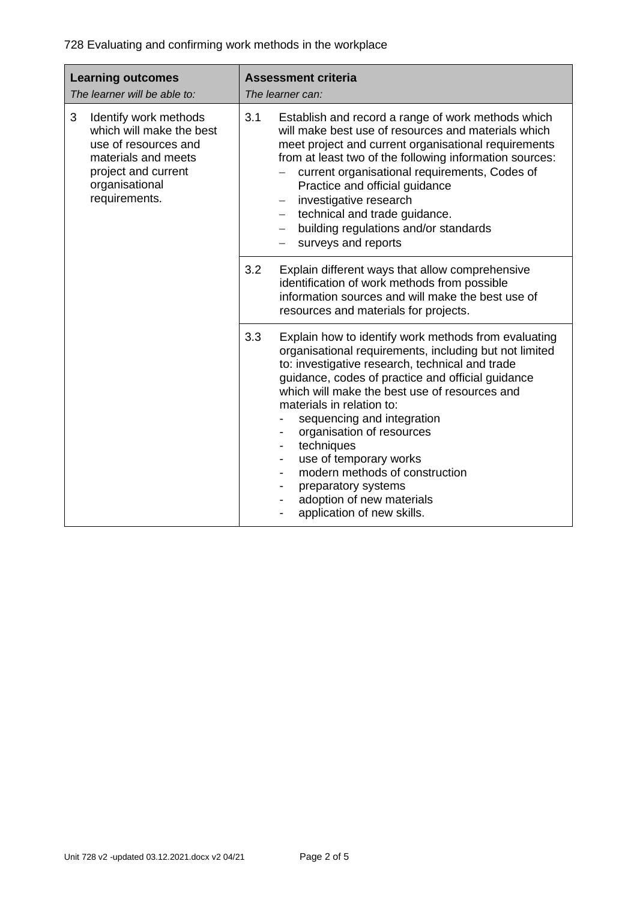728 Evaluating and confirming work methods in the workplace

| **Learning outcomes**<br>*The learner will be able to:* | **Assessment criteria**<br>*The learner can:* |
|---|---|
| 3 Identify work methods which will make the best use of resources and materials and meets project and current organisational requirements. | 3.1 Establish and record a range of work methods which will make best use of resources and materials which meet project and current organisational requirements from at least two of the following information sources:<br>– current organisational requirements, Codes of Practice and official guidance<br>– investigative research<br>– technical and trade guidance.<br>– building regulations and/or standards<br>– surveys and reports |
| | 3.2 Explain different ways that allow comprehensive identification of work methods from possible information sources and will make the best use of resources and materials for projects. |
| | 3.3 Explain how to identify work methods from evaluating organisational requirements, including but not limited to: investigative research, technical and trade guidance, codes of practice and official guidance which will make the best use of resources and materials in relation to:<br>- sequencing and integration<br>- organisation of resources<br>- techniques<br>- use of temporary works<br>- modern methods of construction<br>- preparatory systems<br>- adoption of new materials<br>- application of new skills. |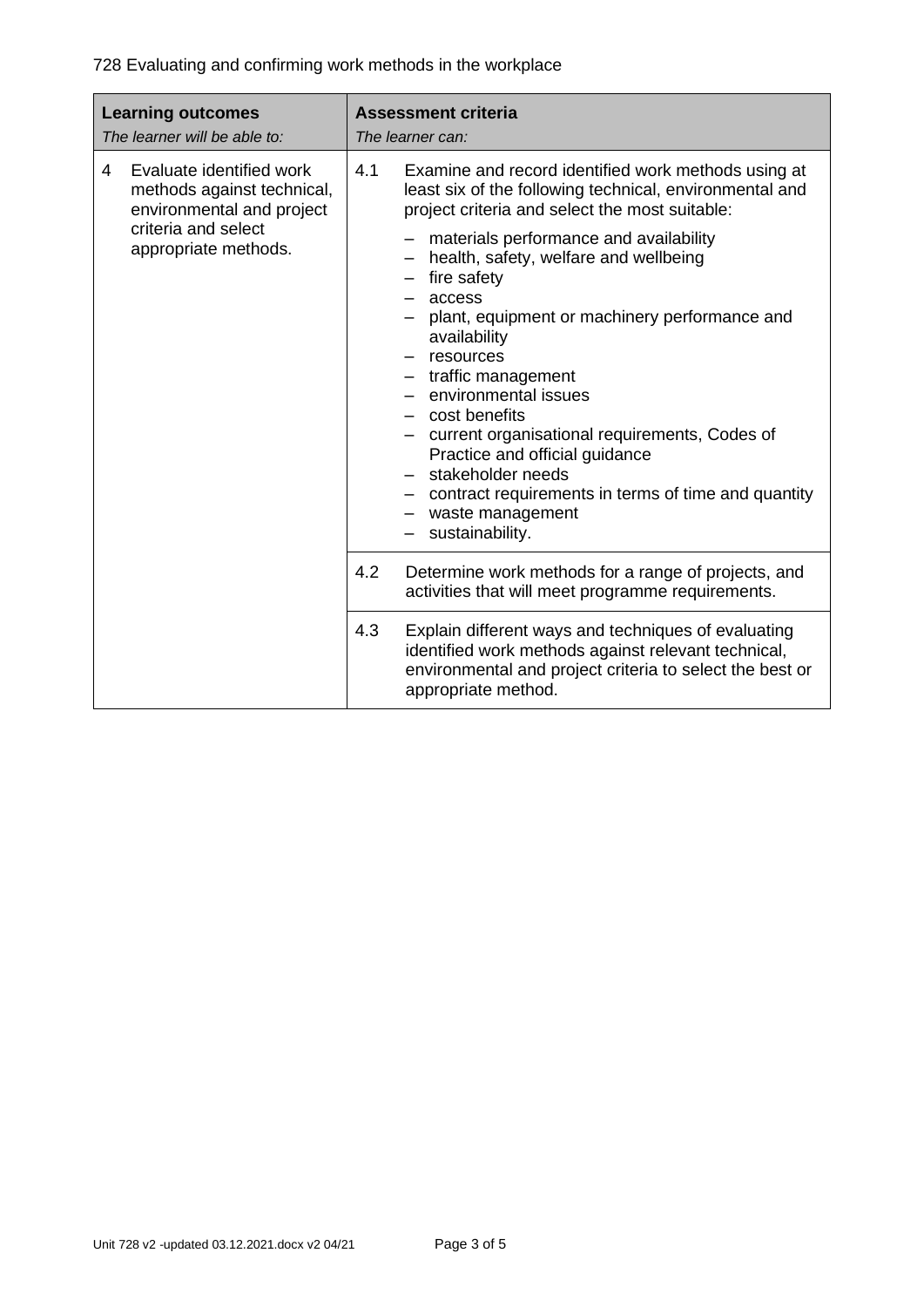728 Evaluating and confirming work methods in the workplace

| **Learning outcomes**<br>*The learner will be able to:* | **Assessment criteria**<br>*The learner can:* |
|---|---|
| 4 Evaluate identified work methods against technical, environmental and project criteria and select appropriate methods. | 4.1 Examine and record identified work methods using at least six of the following technical, environmental and project criteria and select the most suitable:<br>– materials performance and availability<br>– health, safety, welfare and wellbeing<br>– fire safety<br>– access<br>– plant, equipment or machinery performance and availability<br>– resources<br>– traffic management<br>– environmental issues<br>– cost benefits<br>– current organisational requirements, Codes of Practice and official guidance<br>– stakeholder needs<br>– contract requirements in terms of time and quantity<br>– waste management<br>– sustainability. |
| | 4.2 Determine work methods for a range of projects, and activities that will meet programme requirements. |
| | 4.3 Explain different ways and techniques of evaluating identified work methods against relevant technical, environmental and project criteria to select the best or appropriate method. |

Unit 728 v2 -updated 03.12.2021.docx v2 04/21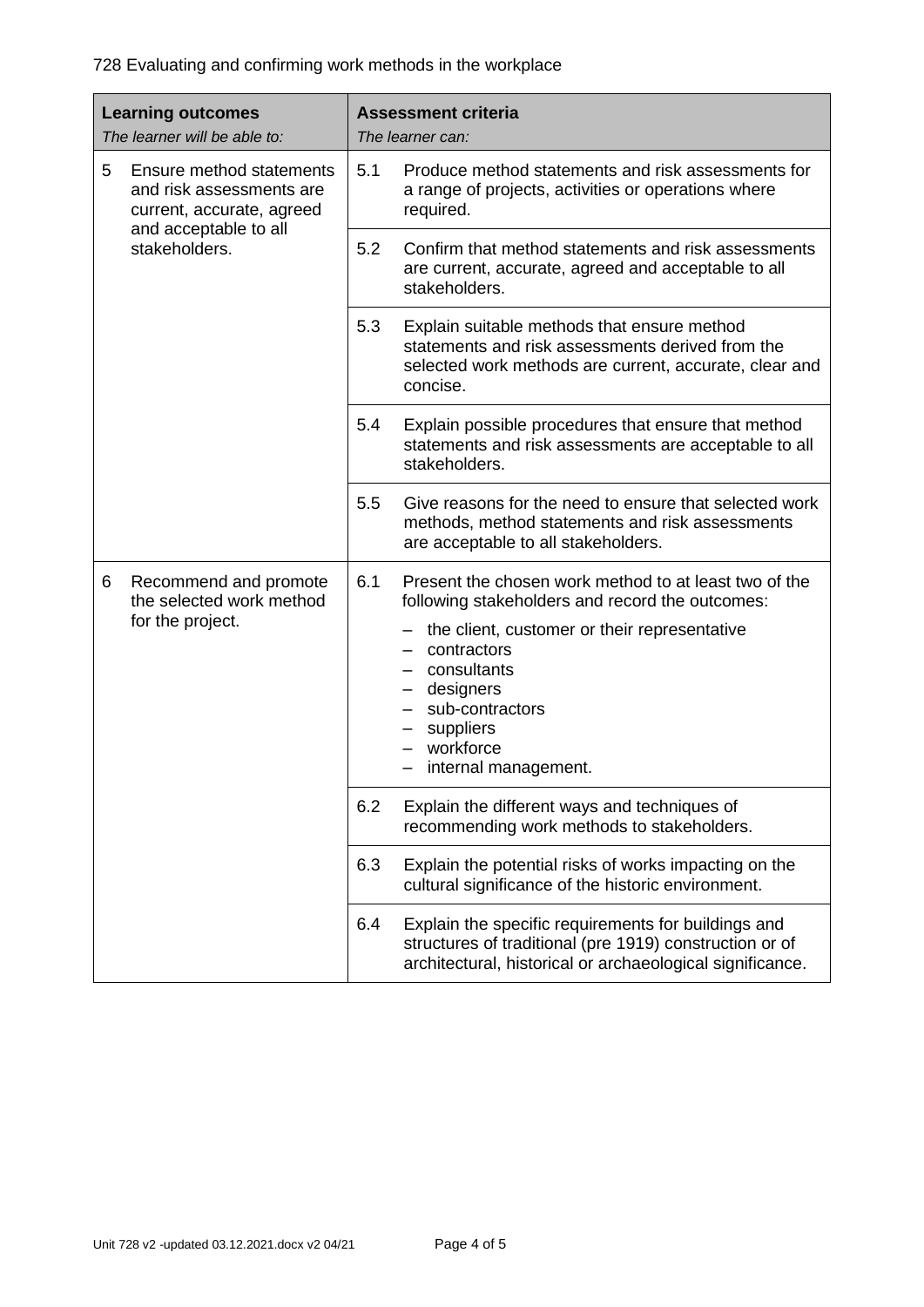728 Evaluating and confirming work methods in the workplace

| **Learning outcomes**<br>*The learner will be able to:* | **Assessment criteria**<br>*The learner can:* |
|---|---|
| 5 Ensure method statements and risk assessments are current, accurate, agreed and acceptable to all stakeholders. | 5.1 Produce method statements and risk assessments for a range of projects, activities or operations where required. |
| | 5.2 Confirm that method statements and risk assessments are current, accurate, agreed and acceptable to all stakeholders. |
| | 5.3 Explain suitable methods that ensure method statements and risk assessments derived from the selected work methods are current, accurate, clear and concise. |
| | 5.4 Explain possible procedures that ensure that method statements and risk assessments are acceptable to all stakeholders. |
| | 5.5 Give reasons for the need to ensure that selected work methods, method statements and risk assessments are acceptable to all stakeholders. |
| 6 Recommend and promote the selected work method for the project. | 6.1 Present the chosen work method to at least two of the following stakeholders and record the outcomes:<br>– the client, customer or their representative<br>– contractors<br>– consultants<br>– designers<br>– sub-contractors<br>– suppliers<br>– workforce<br>– internal management. |
| | 6.2 Explain the different ways and techniques of recommending work methods to stakeholders. |
| | 6.3 Explain the potential risks of works impacting on the cultural significance of the historic environment. |
| | 6.4 Explain the specific requirements for buildings and structures of traditional (pre 1919) construction or of architectural, historical or archaeological significance. |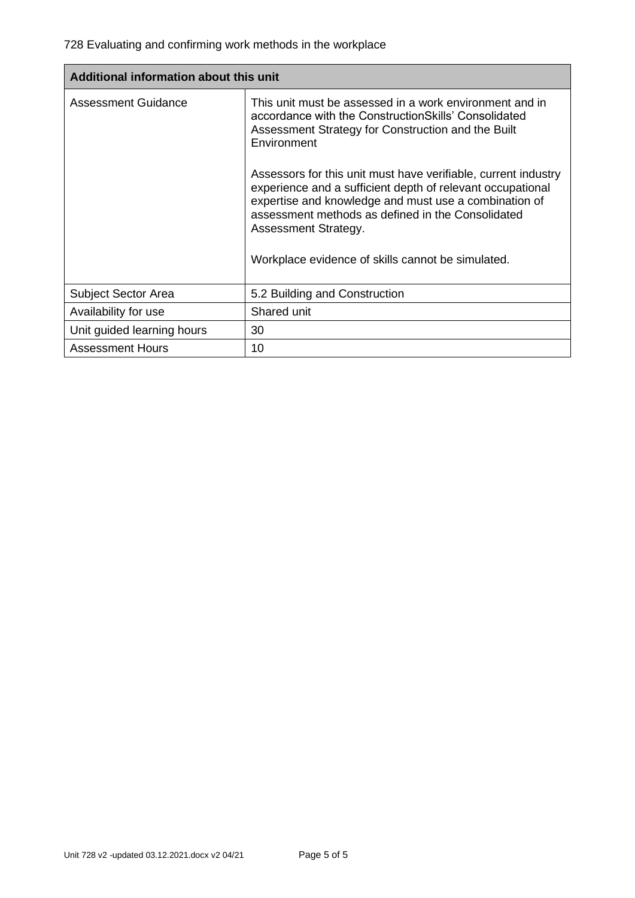728 Evaluating and confirming work methods in the workplace

| Additional information about this unit | |
|---|---|
| Assessment Guidance | This unit must be assessed in a work environment and in accordance with the ConstructionSkills' Consolidated Assessment Strategy for Construction and the Built Environment<br><br>Assessors for this unit must have verifiable, current industry experience and a sufficient depth of relevant occupational expertise and knowledge and must use a combination of assessment methods as defined in the Consolidated Assessment Strategy.<br><br>Workplace evidence of skills cannot be simulated. |
| Subject Sector Area | 5.2 Building and Construction |
| Availability for use | Shared unit |
| Unit guided learning hours | 30 |
| Assessment Hours | 10 |

Unit 728 v2 -updated 03.12.2021.docx v2 04/21